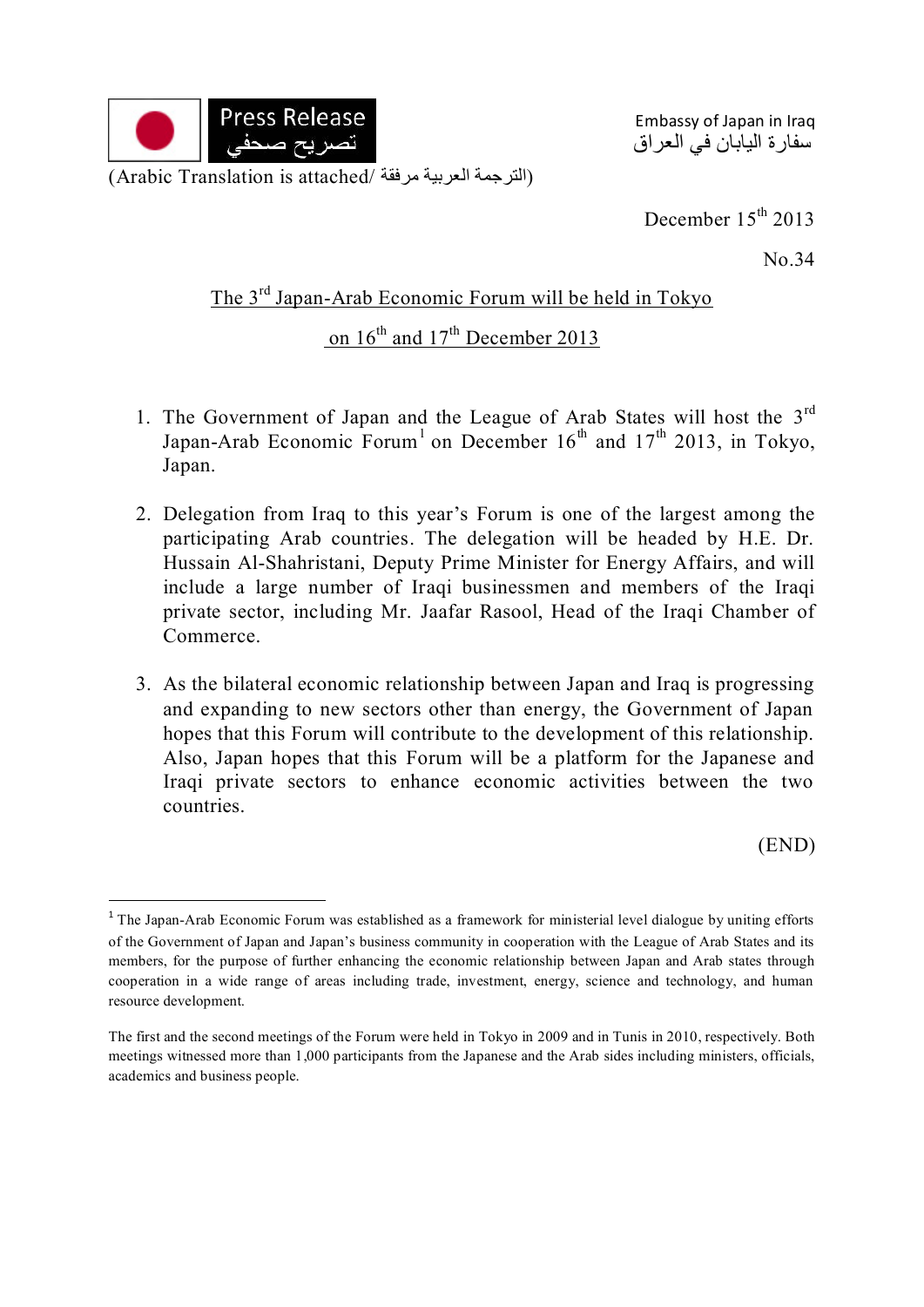Press Release
تصريح صحفي

Embassy of Japan in Iraq
سفارة اليابان في العراق

(Arabic Translation is attached/ الترجمة العربية مرفقة)

December 15th 2013

No.34

## The 3rd Japan-Arab Economic Forum will be held in Tokyo on 16th and 17th December 2013

1. The Government of Japan and the League of Arab States will host the 3rd Japan-Arab Economic Forum[1] on December 16th and 17th 2013, in Tokyo, Japan.

2. Delegation from Iraq to this year's Forum is one of the largest among the participating Arab countries. The delegation will be headed by H.E. Dr. Hussain Al-Shahristani, Deputy Prime Minister for Energy Affairs, and will include a large number of Iraqi businessmen and members of the Iraqi private sector, including Mr. Jaafar Rasool, Head of the Iraqi Chamber of Commerce.

3. As the bilateral economic relationship between Japan and Iraq is progressing and expanding to new sectors other than energy, the Government of Japan hopes that this Forum will contribute to the development of this relationship. Also, Japan hopes that this Forum will be a platform for the Japanese and Iraqi private sectors to enhance economic activities between the two countries.

(END)

---

[1] The Japan-Arab Economic Forum was established as a framework for ministerial level dialogue by uniting efforts of the Government of Japan and Japan's business community in cooperation with the League of Arab States and its members, for the purpose of further enhancing the economic relationship between Japan and Arab states through cooperation in a wide range of areas including trade, investment, energy, science and technology, and human resource development.

The first and the second meetings of the Forum were held in Tokyo in 2009 and in Tunis in 2010, respectively. Both meetings witnessed more than 1,000 participants from the Japanese and the Arab sides including ministers, officials, academics and business people.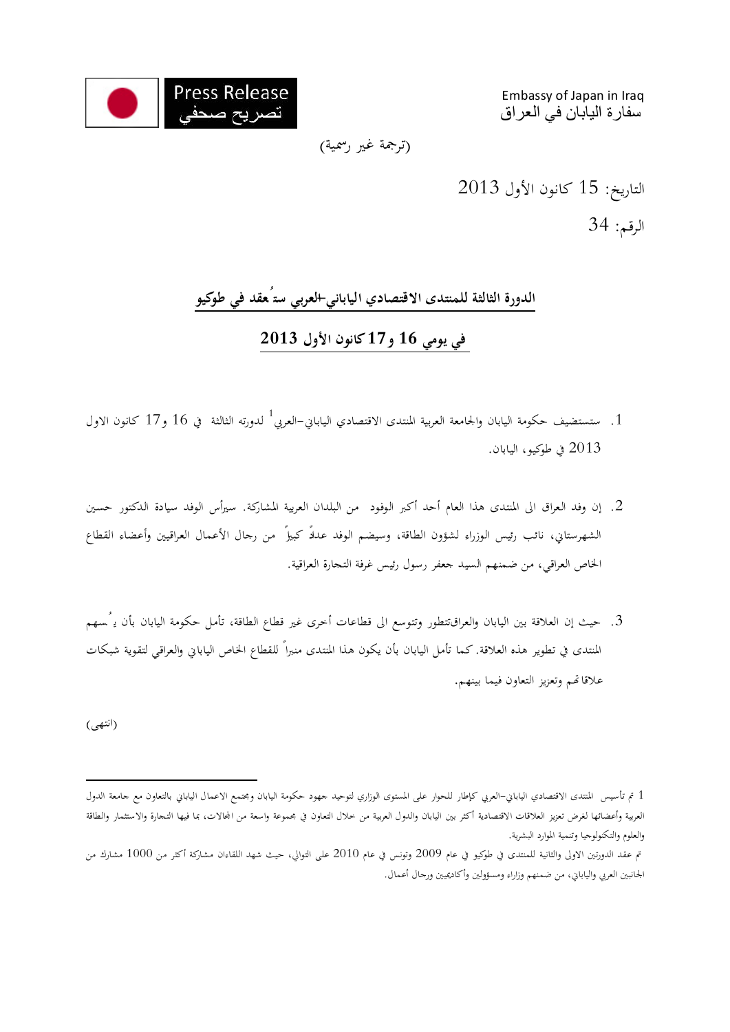Press Release
تصريح صحفي

Embassy of Japan in Iraq
سفارة اليابان في العراق

(ترجمة غير رسمية)

التاريخ: 15 كانون الأول 2013

الرقم: 34

## الدورة الثالثة للمنتدى الاقتصادي الياباني-العربي ستُعقد في طوكيو

## في يومي 16 و17 كانون الأول 2013

1. ستستضيف حكومة اليابان والجامعة العربية المنتدى الاقتصادي الياباني-العربي[1] لدورته الثالثة في 16 و17 كانون الاول 2013 في طوكيو، اليابان.

2. إن وفد العراق الى المنتدى هذا العام أحد أكبر الوفود من البلدان العربية المشاركة. سيرأس الوفد سيادة الدكتور حسين الشهرستاني، نائب رئيس الوزراء لشؤون الطاقة، وسيضم الوفد عدداً كبيراً من رجال الأعمال العراقيين وأعضاء القطاع الخاص العراقي، من ضمنهم السيد جعفر رسول رئيس غرفة التجارة العراقية.

3. حيث إن العلاقة بين اليابان والعراق تتطور وتتوسع الى قطاعات أخرى غير قطاع الطاقة، تأمل حكومة اليابان بأن يُسهم المنتدى في تطوير هذه العلاقة. كما تأمل اليابان بأن يكون هذا المنتدى منبراً للقطاع الخاص الياباني والعراقي لتقوية شبكات علاقاتهم وتعزيز التعاون فيما بينهم.

(انتهى)

---

1 تم تأسيس المنتدى الاقتصادي الياباني-العربي كإطار للحوار على المستوى الوزاري لتوحيد جهود حكومة اليابان ومجتمع الاعمال الياباني بالتعاون مع جامعة الدول العربية وأعضائها لغرض تعزيز العلاقات الاقتصادية أكثر بين اليابان والدول العربية من خلال التعاون في مجموعة واسعة من المجالات، بما فيها التجارة والاستثمار والطاقة والعلوم والتكنولوجيا وتنمية الموارد البشرية.

تم عقد الدورتين الاولى والثانية للمنتدى في طوكيو في عام 2009 وتونس في عام 2010 على التوالي، حيث شهد اللقاءان مشاركة أكثر من 1000 مشارك من الجانبين العربي والياباني، من ضمنهم وزراء ومسؤولين وأكاديميين ورجال أعمال.